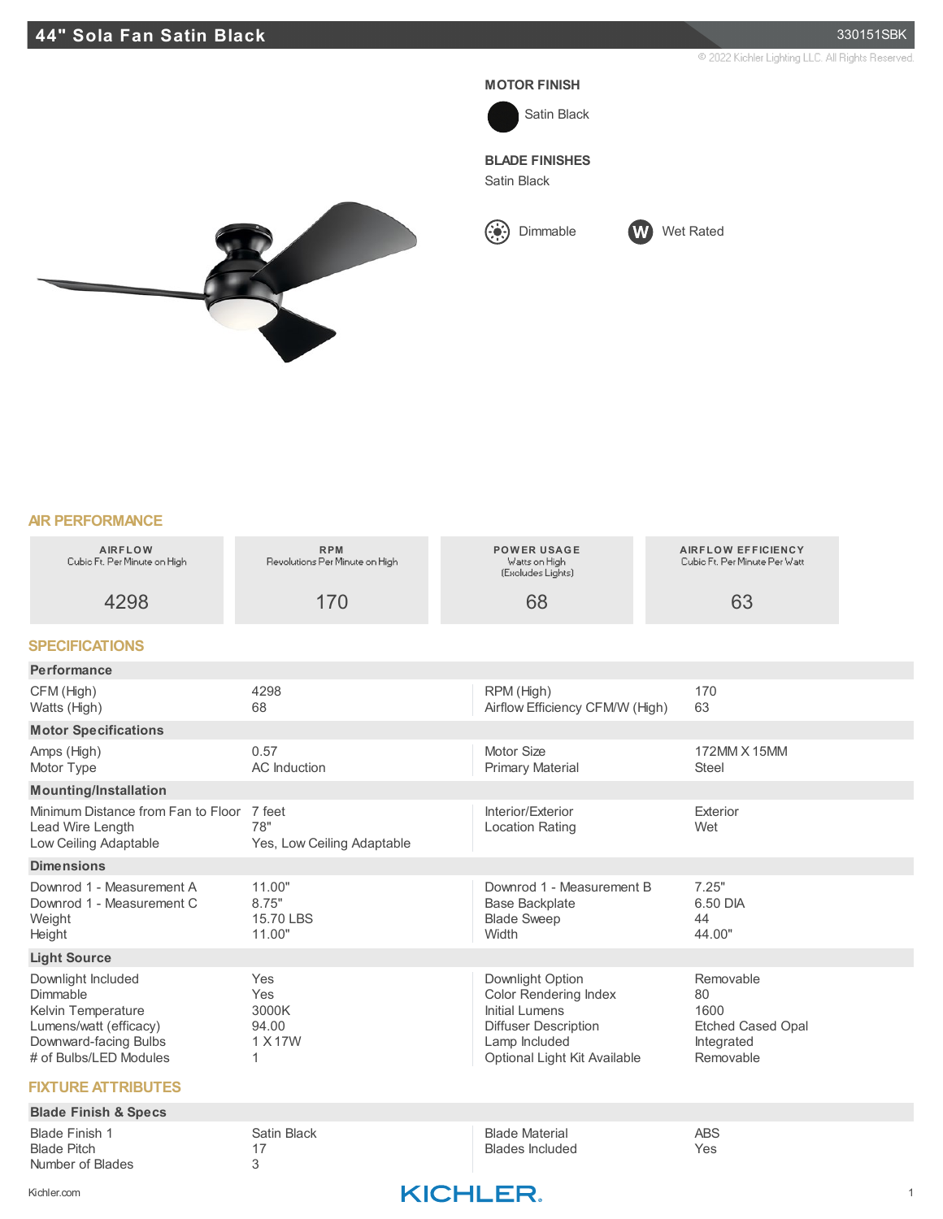# 44" Sola Fan Satin Black

330151SBK

© 2022 Kichler Lighting LLC. All Rights Reserved.

**MOTOR FINISH**

Satin Black

**BLADE FINISHES**

Satin Black

Dimmable

Wet Rated

## AIR PERFORMANCE

| AIRFLOW<br>Cubic Ft. Per Minute on High | RPM<br>Revolutions Per Minute on High | POWER USAGE<br>Watts on High<br>(Excludes Lights) | AIRFLOW EFFICIENCY<br>Cubic Ft. Per Minute Per Watt |
|---|---|---|---|
| 4298 | 170 | 68 | 63 |

## SPECIFICATIONS

### Performance

| | | | |
|---|---|---|---|
| CFM (High) | 4298 | RPM (High) | 170 |
| Watts (High) | 68 | Airflow Efficiency CFM/W (High) | 63 |

### Motor Specifications

| | | | |
|---|---|---|---|
| Amps (High) | 0.57 | Motor Size | 172MM X 15MM |
| Motor Type | AC Induction | Primary Material | Steel |

### Mounting/Installation

| | | | |
|---|---|---|---|
| Minimum Distance from Fan to Floor | 7 feet | Interior/Exterior | Exterior |
| Lead Wire Length | 78" | Location Rating | Wet |
| Low Ceiling Adaptable | Yes, Low Ceiling Adaptable | | |

### Dimensions

| | | | |
|---|---|---|---|
| Downrod 1 - Measurement A | 11.00" | Downrod 1 - Measurement B | 7.25" |
| Downrod 1 - Measurement C | 8.75" | Base Backplate | 6.50 DIA |
| Weight | 15.70 LBS | Blade Sweep | 44 |
| Height | 11.00" | Width | 44.00" |

### Light Source

| | | | |
|---|---|---|---|
| Downlight Included | Yes | Downlight Option | Removable |
| Dimmable | Yes | Color Rendering Index | 80 |
| Kelvin Temperature | 3000K | Initial Lumens | 1600 |
| Lumens/watt (efficacy) | 94.00 | Diffuser Description | Etched Cased Opal |
| Downward-facing Bulbs | 1 X 17W | Lamp Included | Integrated |
| # of Bulbs/LED Modules | 1 | Optional Light Kit Available | Removable |

## FIXTURE ATTRIBUTES

### Blade Finish & Specs

| | | | |
|---|---|---|---|
| Blade Finish 1 | Satin Black | Blade Material | ABS |
| Blade Pitch | 17 | Blades Included | Yes |
| Number of Blades | 3 | | |

Kichler.com

KICHLER.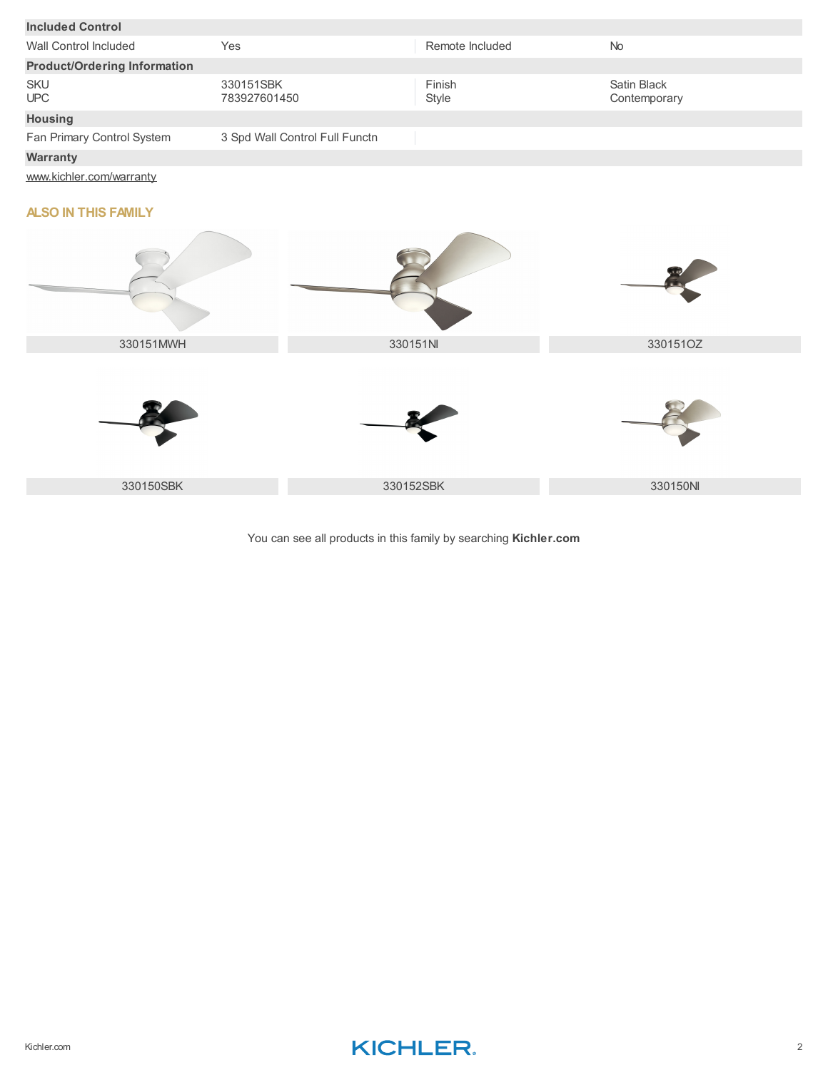| | | | |
|---|---|---|---|
| **Included Control** | | | |
| Wall Control Included | Yes | Remote Included | No |
| **Product/Ordering Information** | | | |
| SKU | 330151SBK | Finish | Satin Black |
| UPC | 783927601450 | Style | Contemporary |
| **Housing** | | | |
| Fan Primary Control System | 3 Spd Wall Control Full Functn | | |
| **Warranty** | | | |

www.kichler.com/warranty

## ALSO IN THIS FAMILY

330151MWH

330151NI

330151OZ

330150SBK

330152SBK

330150NI

You can see all products in this family by searching **Kichler.com**